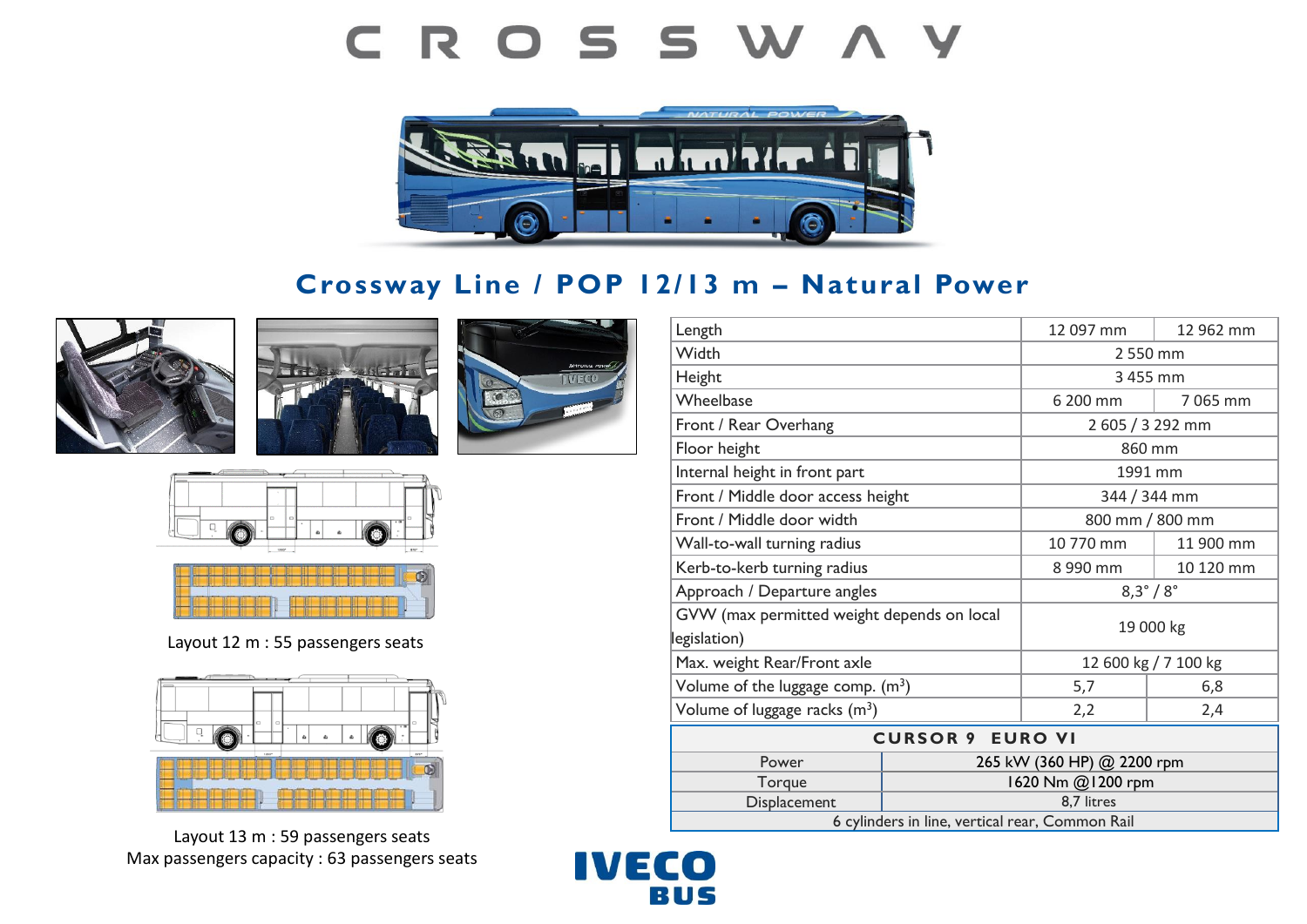# C R O S S W A Y

## Crossway Line / POP 12/13 m – Natural Power

Layout 12 m : 55 passengers seats

Layout 13 m : 59 passengers seats
Max passengers capacity : 63 passengers seats

| | 12 m | 13 m |
|---|---|---|
| Length | 12 097 mm | 12 962 mm |
| Width | 2 550 mm | |
| Height | 3 455 mm | |
| Wheelbase | 6 200 mm | 7 065 mm |
| Front / Rear Overhang | 2 605 / 3 292 mm | |
| Floor height | 860 mm | |
| Internal height in front part | 1991 mm | |
| Front / Middle door access height | 344 / 344 mm | |
| Front / Middle door width | 800 mm / 800 mm | |
| Wall-to-wall turning radius | 10 770 mm | 11 900 mm |
| Kerb-to-kerb turning radius | 8 990 mm | 10 120 mm |
| Approach / Departure angles | 8,3° / 8° | |
| GVW (max permitted weight depends on local legislation) | 19 000 kg | |
| Max. weight Rear/Front axle | 12 600 kg / 7 100 kg | |
| Volume of the luggage comp. ($m^3$) | 5,7 | 6,8 |
| Volume of luggage racks ($m^3$) | 2,2 | 2,4 |

| CURSOR 9 EURO VI | |
|---|---|
| Power | 265 kW (360 HP) @ 2200 rpm |
| Torque | 1620 Nm @1200 rpm |
| Displacement | 8,7 litres |
| 6 cylinders in line, vertical rear, Common Rail | |

IVECO BUS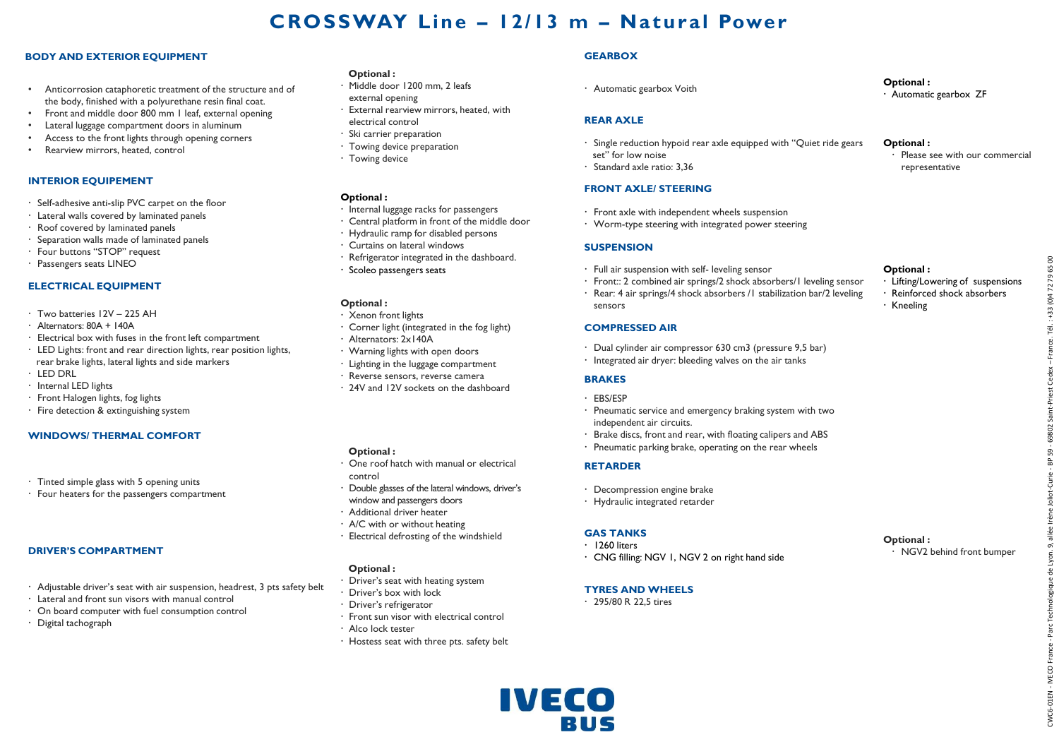# CROSSWAY Line – 12/13 m – Natural Power

## BODY AND EXTERIOR EQUIPMENT

- Anticorrosion cataphoretic treatment of the structure and of the body, finished with a polyurethane resin final coat.
- Front and middle door 800 mm 1 leaf, external opening
- Lateral luggage compartment doors in aluminum
- Access to the front lights through opening corners
- Rearview mirrors, heated, control

**Optional :**
- Middle door 1200 mm, 2 leafs external opening
- External rearview mirrors, heated, with electrical control
- Ski carrier preparation
- Towing device preparation
- Towing device

## INTERIOR EQUIPEMENT

- Self-adhesive anti-slip PVC carpet on the floor
- Lateral walls covered by laminated panels
- Roof covered by laminated panels
- Separation walls made of laminated panels
- Four buttons "STOP" request
- Passengers seats LINEO

**Optional :**
- Internal luggage racks for passengers
- Central platform in front of the middle door
- Hydraulic ramp for disabled persons
- Curtains on lateral windows
- Refrigerator integrated in the dashboard.
- Scoleo passengers seats

## ELECTRICAL EQUIPMENT

- Two batteries 12V – 225 AH
- Alternators: 80A + 140A
- Electrical box with fuses in the front left compartment
- LED Lights: front and rear direction lights, rear position lights, rear brake lights, lateral lights and side markers
- LED DRL
- Internal LED lights
- Front Halogen lights, fog lights
- Fire detection & extinguishing system

**Optional :**
- Xenon front lights
- Corner light (integrated in the fog light)
- Alternators: 2x140A
- Warning lights with open doors
- Lighting in the luggage compartment
- Reverse sensors, reverse camera
- 24V and 12V sockets on the dashboard

## WINDOWS/ THERMAL COMFORT

- Tinted simple glass with 5 opening units
- Four heaters for the passengers compartment

**Optional :**
- One roof hatch with manual or electrical control
- Double glasses of the lateral windows, driver's window and passengers doors
- Additional driver heater
- A/C with or without heating
- Electrical defrosting of the windshield

## DRIVER'S COMPARTMENT

- Adjustable driver's seat with air suspension, headrest, 3 pts safety belt
- Lateral and front sun visors with manual control
- On board computer with fuel consumption control
- Digital tachograph

**Optional :**
- Driver's seat with heating system
- Driver's box with lock
- Driver's refrigerator
- Front sun visor with electrical control
- Alco lock tester
- Hostess seat with three pts. safety belt

## GEARBOX

- Automatic gearbox Voith

**Optional :**
- Automatic gearbox ZF

## REAR AXLE

- Single reduction hypoid rear axle equipped with "Quiet ride gears set" for low noise
- Standard axle ratio: 3,36

**Optional :**
- Please see with our commercial representative

## FRONT AXLE/ STEERING

- Front axle with independent wheels suspension
- Worm-type steering with integrated power steering

## SUSPENSION

- Full air suspension with self- leveling sensor
- Front:: 2 combined air springs/2 shock absorbers/1 leveling sensor
- Rear: 4 air springs/4 shock absorbers /1 stabilization bar/2 leveling sensors

**Optional :**
- Lifting/Lowering of suspensions
- Reinforced shock absorbers
- Kneeling

## COMPRESSED AIR

- Dual cylinder air compressor 630 cm3 (pressure 9,5 bar)
- Integrated air dryer: bleeding valves on the air tanks

## BRAKES

- EBS/ESP
- Pneumatic service and emergency braking system with two independent air circuits.
- Brake discs, front and rear, with floating calipers and ABS
- Pneumatic parking brake, operating on the rear wheels

## RETARDER

- Decompression engine brake
- Hydraulic integrated retarder

## GAS TANKS

- 1260 liters
- CNG filling: NGV 1, NGV 2 on right hand side

**Optional :**
- NGV2 behind front bumper

## TYRES AND WHEELS

- 295/80 R 22,5 tires

IVECO BUS

CWC6-01EN - IVECO France - Parc Technologique de Lyon. 9, allée Irène Joliot-Curie - BP 59 - 69802 Saint-Priest Cedex – France. Tél. : +33 (0)4 72 79 65 00